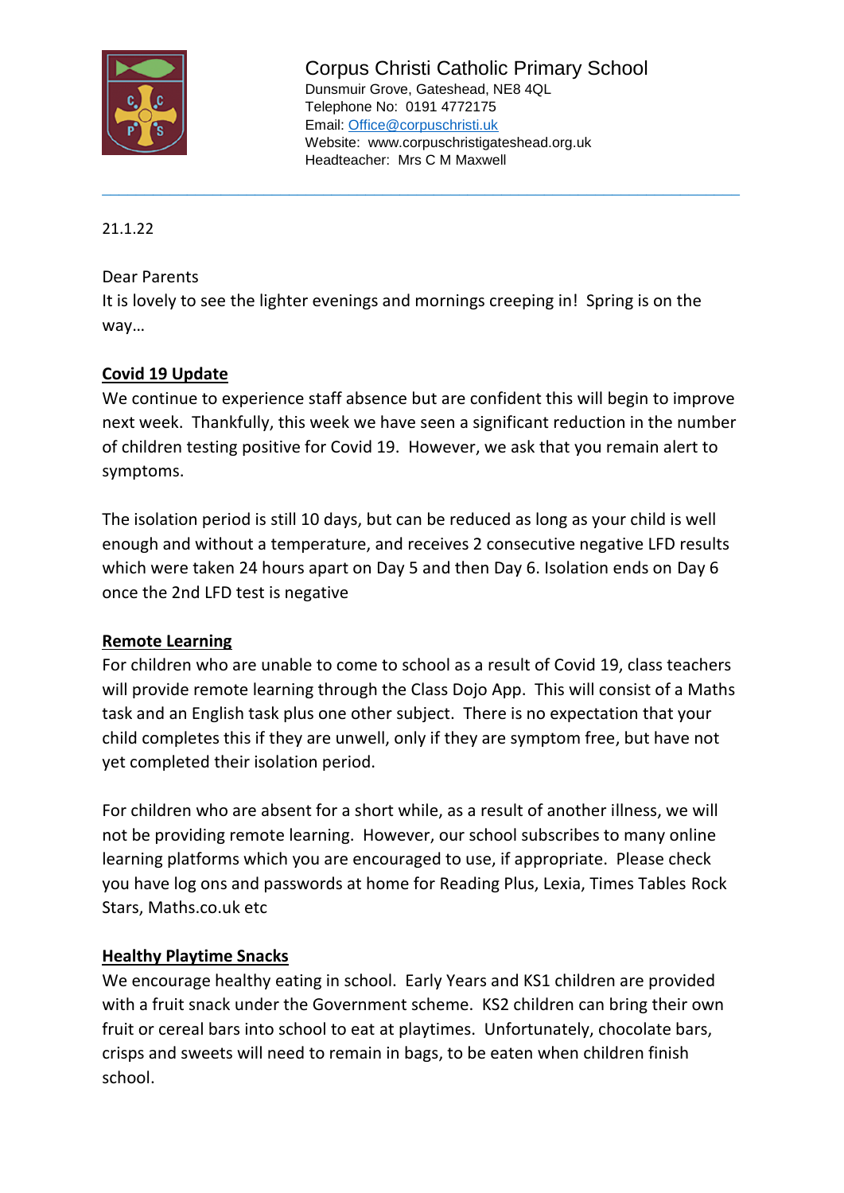# Corpus Christi Catholic Primary School

Dunsmuir Grove, Gateshead, NE8 4QL
Telephone No: 0191 4772175
Email: Office@corpuschristi.uk
Website: www.corpuschristigateshead.org.uk
Headteacher: Mrs C M Maxwell

---

21.1.22

Dear Parents

It is lovely to see the lighter evenings and mornings creeping in! Spring is on the way…

## Covid 19 Update

We continue to experience staff absence but are confident this will begin to improve next week. Thankfully, this week we have seen a significant reduction in the number of children testing positive for Covid 19. However, we ask that you remain alert to symptoms.

The isolation period is still 10 days, but can be reduced as long as your child is well enough and without a temperature, and receives 2 consecutive negative LFD results which were taken 24 hours apart on Day 5 and then Day 6. Isolation ends on Day 6 once the 2nd LFD test is negative

## Remote Learning

For children who are unable to come to school as a result of Covid 19, class teachers will provide remote learning through the Class Dojo App. This will consist of a Maths task and an English task plus one other subject. There is no expectation that your child completes this if they are unwell, only if they are symptom free, but have not yet completed their isolation period.

For children who are absent for a short while, as a result of another illness, we will not be providing remote learning. However, our school subscribes to many online learning platforms which you are encouraged to use, if appropriate. Please check you have log ons and passwords at home for Reading Plus, Lexia, Times Tables Rock Stars, Maths.co.uk etc

## Healthy Playtime Snacks

We encourage healthy eating in school. Early Years and KS1 children are provided with a fruit snack under the Government scheme. KS2 children can bring their own fruit or cereal bars into school to eat at playtimes. Unfortunately, chocolate bars, crisps and sweets will need to remain in bags, to be eaten when children finish school.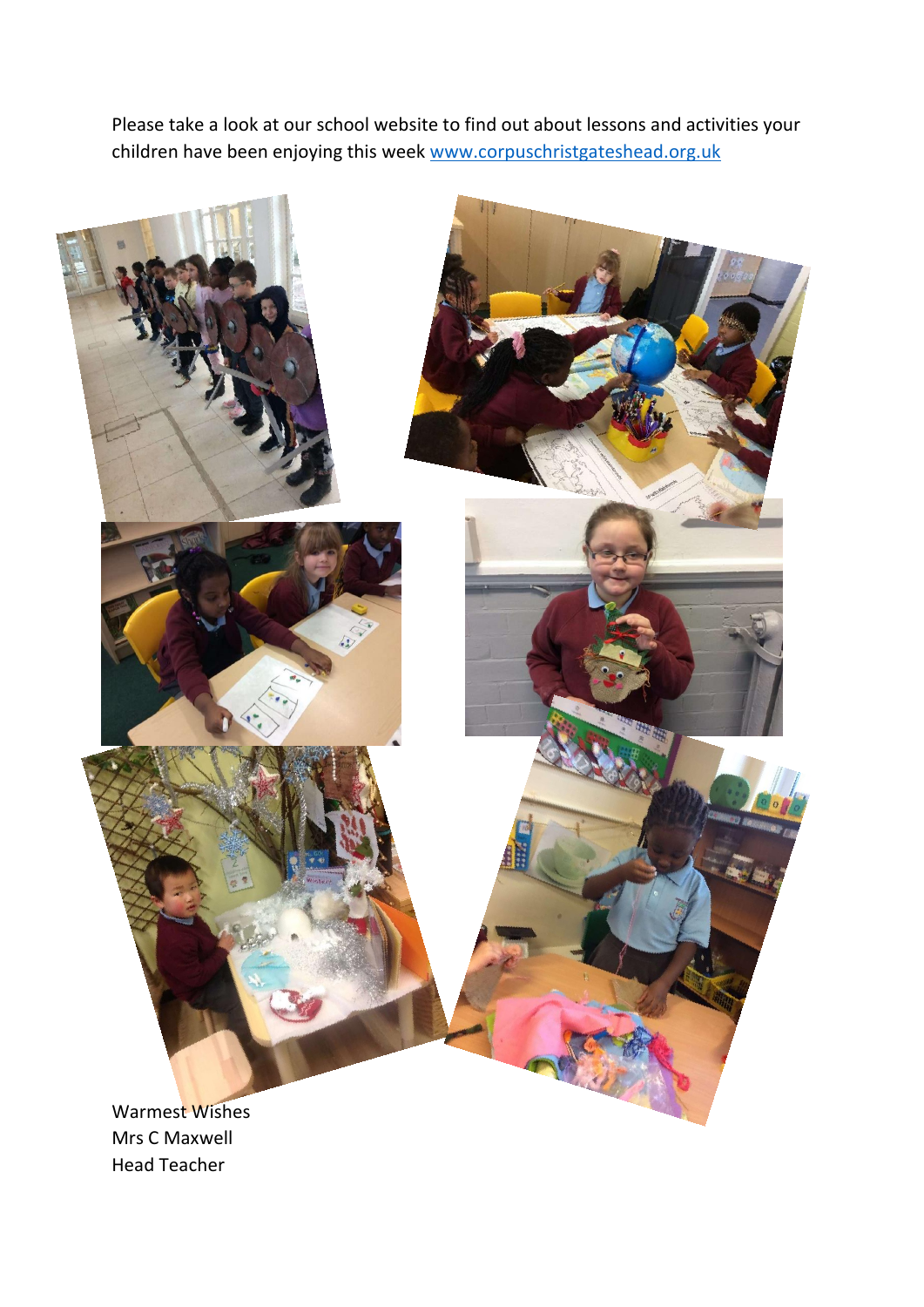Please take a look at our school website to find out about lessons and activities your children have been enjoying this week [www.corpuschristgateshead.org.uk](http://www.corpuschristgateshead.org.uk)

Warmest Wishes
Mrs C Maxwell
Head Teacher